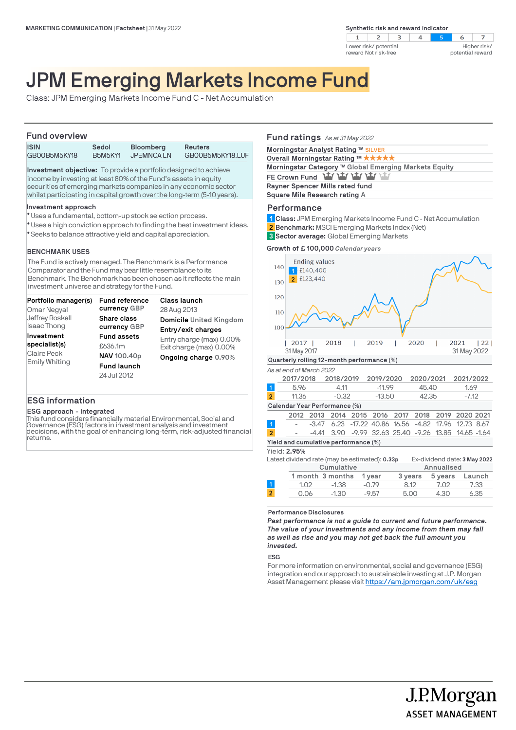MARKETING COMMUNICATION | Factsheet | 31 May 2022

**Synthetic risk and reward indicator**

| 1 | 2 | 3 | 4 | **5** | 6 | 7 |
|---|---|---|---|---|---|---|

Lower risk/ potential reward Not risk-free — Higher risk/ potential reward

# JPM Emerging Markets Income Fund

Class: JPM Emerging Markets Income Fund C - Net Accumulation

## Fund overview

| ISIN | Sedol | Bloomberg | Reuters |
|---|---|---|---|
| GB00B5M5KY18 | B5M5KY1 | JPEMNCA LN | GB00B5M5KY18.LUF |

**Investment objective:** To provide a portfolio designed to achieve income by investing at least 80% of the Fund's assets in equity securities of emerging markets companies in any economic sector whilst participating in capital growth over the long-term (5-10 years).

**Investment approach**
- Uses a fundamental, bottom-up stock selection process.
- Uses a high conviction approach to finding the best investment ideas.
- Seeks to balance attractive yield and capital appreciation.

**BENCHMARK USES**

The Fund is actively managed. The Benchmark is a Performance Comparator and the Fund may bear little resemblance to its Benchmark. The Benchmark has been chosen as it reflects the main investment universe and strategy for the Fund.

**Portfolio manager(s)**
Omar Negyal
Jeffrey Roskell
Isaac Thong

**Investment specialist(s)**
Claire Peck
Emily Whiting

**Fund reference currency** GBP

**Share class currency** GBP

**Fund assets**
£636.1m

**NAV** 100.40p

**Fund launch**
24 Jul 2012

**Class launch**
28 Aug 2013

**Domicile** United Kingdom

**Entry/exit charges**
Entry charge (max) 0.00%
Exit charge (max) 0.00%

**Ongoing charge** 0.90%

## ESG information

**ESG approach - Integrated**

This fund considers financially material Environmental, Social and Governance (ESG) factors in investment analysis and investment decisions, with the goal of enhancing long-term, risk-adjusted financial returns.

## Fund ratings *As at 31 May 2022*

**Morningstar Analyst Rating ™** SILVER
**Overall Morningstar Rating ™** ★★★★★
**Morningstar Category ™** Global Emerging Markets Equity
**FE Crown Fund** (4 of 5 crowns)
**Rayner Spencer Mills rated fund**
**Square Mile Research rating** A

## Performance

1 **Class:** JPM Emerging Markets Income Fund C - Net Accumulation
2 **Benchmark:** MSCI Emerging Markets Index (Net)
3 **Sector average:** Global Emerging Markets

**Growth of £ 100,000** *Calendar years*

Ending values
1 £140,400
2 £123,440

31 May 2017 – 31 May 2022

**Quarterly rolling 12-month performance (%)**

*As at end of March 2022*

| | 2017/2018 | 2018/2019 | 2019/2020 | 2020/2021 | 2021/2022 |
|---|---|---|---|---|---|
| 1 | 5.96 | 4.11 | -11.99 | 45.40 | 1.69 |
| 2 | 11.36 | -0.32 | -13.50 | 42.35 | -7.12 |

**Calendar Year Performance (%)**

| | 2012 | 2013 | 2014 | 2015 | 2016 | 2017 | 2018 | 2019 | 2020 | 2021 |
|---|---|---|---|---|---|---|---|---|---|---|
| 1 | - | -3.47 | 6.23 | -17.22 | 40.86 | 16.56 | -4.82 | 17.96 | 12.73 | 8.67 |
| 2 | - | -4.41 | 3.90 | -9.99 | 32.63 | 25.40 | -9.26 | 13.85 | 14.65 | -1.64 |

**Yield and cumulative performance (%)**

Yield: **2.95%**

Latest dividend rate (may be estimated): **0.33p** Ex-dividend date: **3 May 2022**

| | Cumulative | | | Annualised | | |
|---|---|---|---|---|---|---|
| | 1 month | 3 months | 1 year | 3 years | 5 years | Launch |
| 1 | 1.02 | -1.38 | -0.79 | 8.12 | 7.02 | 7.33 |
| 2 | 0.06 | -1.30 | -9.57 | 5.00 | 4.30 | 6.35 |

**Performance Disclosures**

***Past performance is not a guide to current and future performance. The value of your investments and any income from them may fall as well as rise and you may not get back the full amount you invested.***

**ESG**

For more information on environmental, social and governance (ESG) integration and our approach to sustainable investing at J.P. Morgan Asset Management please visit https://am.jpmorgan.com/uk/esg

J.P.Morgan ASSET MANAGEMENT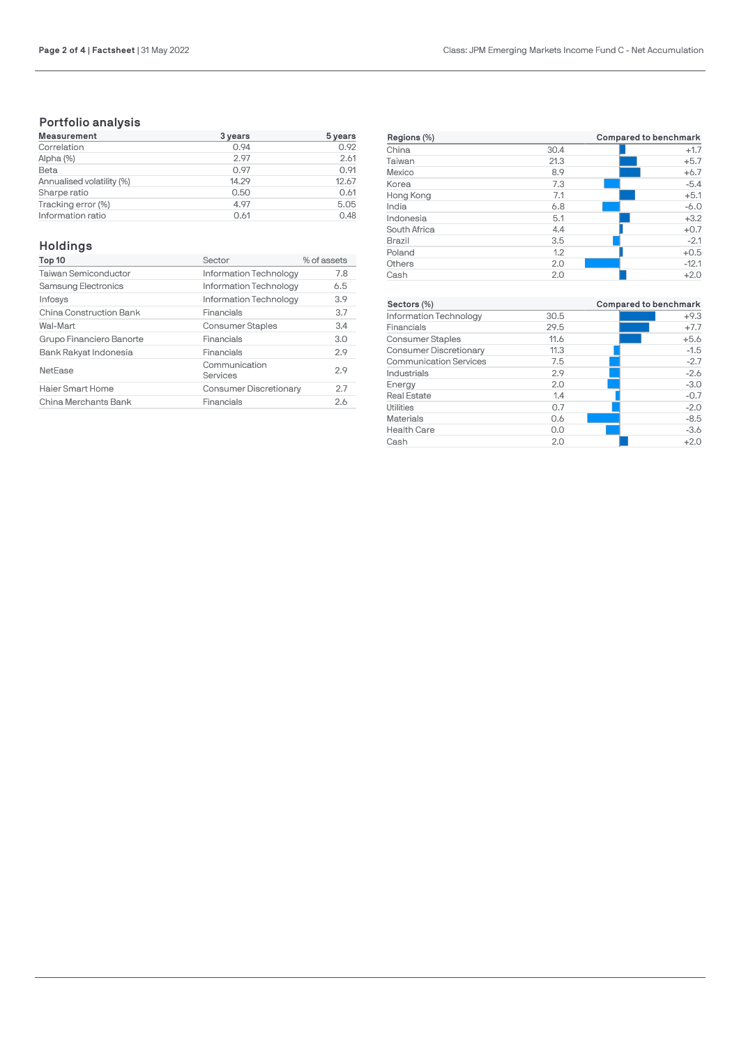## Portfolio analysis

| Measurement | 3 years | 5 years |
|---|---|---|
| Correlation | 0.94 | 0.92 |
| Alpha (%) | 2.97 | 2.61 |
| Beta | 0.97 | 0.91 |
| Annualised volatility (%) | 14.29 | 12.67 |
| Sharpe ratio | 0.50 | 0.61 |
| Tracking error (%) | 4.97 | 5.05 |
| Information ratio | 0.61 | 0.48 |

## Holdings

| Top 10 | Sector | % of assets |
|---|---|---|
| Taiwan Semiconductor | Information Technology | 7.8 |
| Samsung Electronics | Information Technology | 6.5 |
| Infosys | Information Technology | 3.9 |
| China Construction Bank | Financials | 3.7 |
| Wal-Mart | Consumer Staples | 3.4 |
| Grupo Financiero Banorte | Financials | 3.0 |
| Bank Rakyat Indonesia | Financials | 2.9 |
| NetEase | Communication Services | 2.9 |
| Haier Smart Home | Consumer Discretionary | 2.7 |
| China Merchants Bank | Financials | 2.6 |

| Regions (%) | | Compared to benchmark |
|---|---|---|
| China | 30.4 | +1.7 |
| Taiwan | 21.3 | +5.7 |
| Mexico | 8.9 | +6.7 |
| Korea | 7.3 | -5.4 |
| Hong Kong | 7.1 | +5.1 |
| India | 6.8 | -6.0 |
| Indonesia | 5.1 | +3.2 |
| South Africa | 4.4 | +0.7 |
| Brazil | 3.5 | -2.1 |
| Poland | 1.2 | +0.5 |
| Others | 2.0 | -12.1 |
| Cash | 2.0 | +2.0 |

| Sectors (%) | | Compared to benchmark |
|---|---|---|
| Information Technology | 30.5 | +9.3 |
| Financials | 29.5 | +7.7 |
| Consumer Staples | 11.6 | +5.6 |
| Consumer Discretionary | 11.3 | -1.5 |
| Communication Services | 7.5 | -2.7 |
| Industrials | 2.9 | -2.6 |
| Energy | 2.0 | -3.0 |
| Real Estate | 1.4 | -0.7 |
| Utilities | 0.7 | -2.0 |
| Materials | 0.6 | -8.5 |
| Health Care | 0.0 | -3.6 |
| Cash | 2.0 | +2.0 |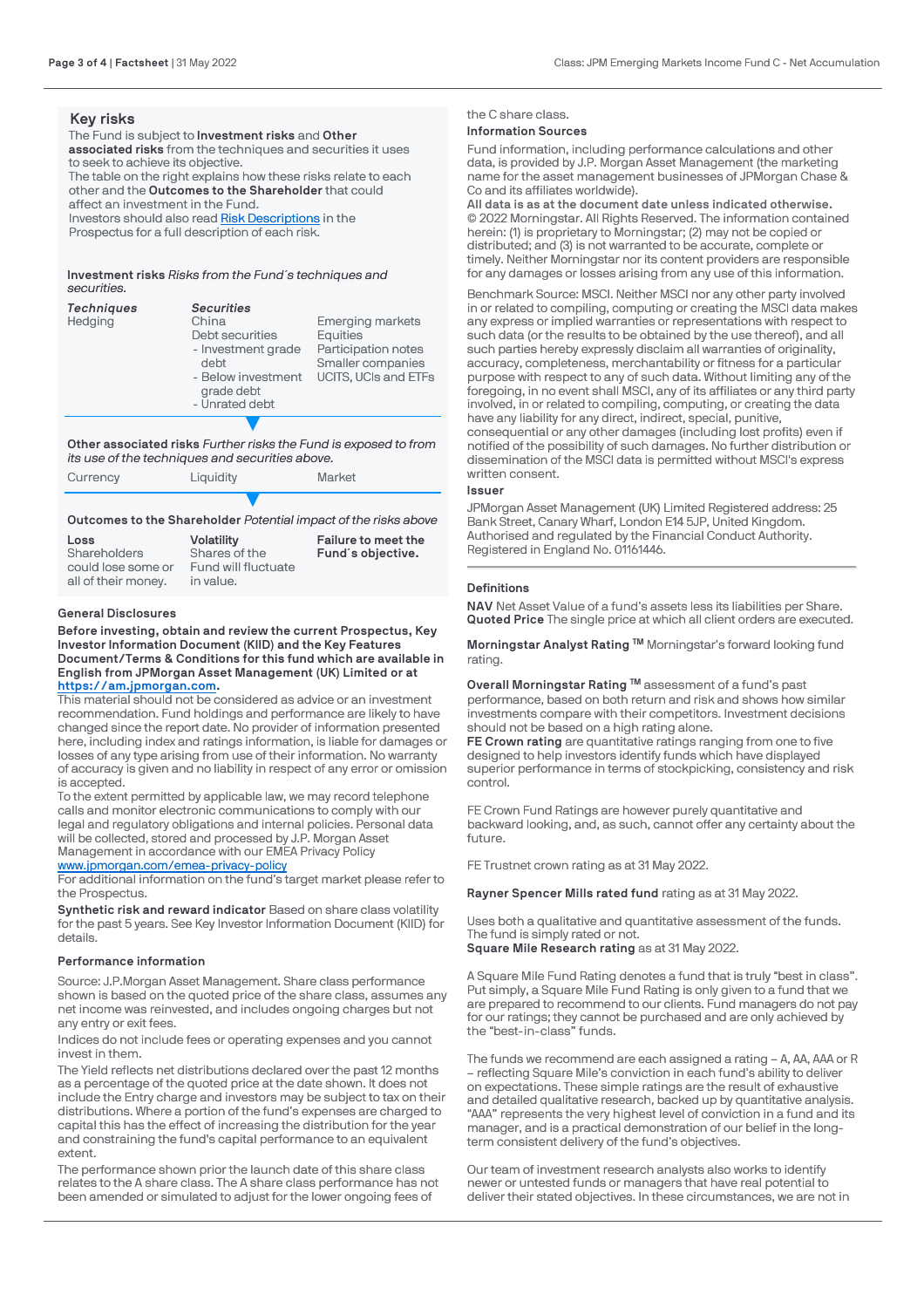## Key risks

The Fund is subject to **Investment risks** and **Other associated risks** from the techniques and securities it uses to seek to achieve its objective.

The table on the right explains how these risks relate to each other and the **Outcomes to the Shareholder** that could affect an investment in the Fund.

Investors should also read [Risk Descriptions](Risk Descriptions) in the Prospectus for a full description of each risk.

**Investment risks** *Risks from the Fund´s techniques and securities.*

| *Techniques* | *Securities* | |
|---|---|---|
| Hedging | China | Emerging markets |
| | Debt securities | Equities |
| | - Investment grade debt | Participation notes |
| | - Below investment grade debt | Smaller companies |
| | - Unrated debt | UCITS, UCIs and ETFs |

**Other associated risks** *Further risks the Fund is exposed to from its use of the techniques and securities above.*

| Currency | Liquidity | Market |
|---|---|---|

**Outcomes to the Shareholder** *Potential impact of the risks above*

| **Loss** | **Volatility** | **Failure to meet the Fund´s objective.** |
|---|---|---|
| Shareholders could lose some or all of their money. | Shares of the Fund will fluctuate in value. | |

### General Disclosures

**Before investing, obtain and review the current Prospectus, Key Investor Information Document (KIID) and the Key Features Document/Terms & Conditions for this fund which are available in English from JPMorgan Asset Management (UK) Limited or at [https://am.jpmorgan.com](https://am.jpmorgan.com).**

This material should not be considered as advice or an investment recommendation. Fund holdings and performance are likely to have changed since the report date. No provider of information presented here, including index and ratings information, is liable for damages or losses of any type arising from use of their information. No warranty of accuracy is given and no liability in respect of any error or omission is accepted.

To the extent permitted by applicable law, we may record telephone calls and monitor electronic communications to comply with our legal and regulatory obligations and internal policies. Personal data will be collected, stored and processed by J.P. Morgan Asset Management in accordance with our EMEA Privacy Policy [www.jpmorgan.com/emea-privacy-policy](www.jpmorgan.com/emea-privacy-policy)

For additional information on the fund's target market please refer to the Prospectus.

**Synthetic risk and reward indicator** Based on share class volatility for the past 5 years. See Key Investor Information Document (KIID) for details.

### Performance information

Source: J.P.Morgan Asset Management. Share class performance shown is based on the quoted price of the share class, assumes any net income was reinvested, and includes ongoing charges but not any entry or exit fees.

Indices do not include fees or operating expenses and you cannot invest in them.

The Yield reflects net distributions declared over the past 12 months as a percentage of the quoted price at the date shown. It does not include the Entry charge and investors may be subject to tax on their distributions. Where a portion of the fund's expenses are charged to capital this has the effect of increasing the distribution for the year and constraining the fund's capital performance to an equivalent extent.

The performance shown prior the launch date of this share class relates to the A share class. The A share class performance has not been amended or simulated to adjust for the lower ongoing fees of the C share class.

### Information Sources

Fund information, including performance calculations and other data, is provided by J.P. Morgan Asset Management (the marketing name for the asset management businesses of JPMorgan Chase & Co and its affiliates worldwide).

**All data is as at the document date unless indicated otherwise.**

© 2022 Morningstar. All Rights Reserved. The information contained herein: (1) is proprietary to Morningstar; (2) may not be copied or distributed; and (3) is not warranted to be accurate, complete or timely. Neither Morningstar nor its content providers are responsible for any damages or losses arising from any use of this information.

Benchmark Source: MSCI. Neither MSCI nor any other party involved in or related to compiling, computing or creating the MSCI data makes any express or implied warranties or representations with respect to such data (or the results to be obtained by the use thereof), and all such parties hereby expressly disclaim all warranties of originality, accuracy, completeness, merchantability or fitness for a particular purpose with respect to any of such data. Without limiting any of the foregoing, in no event shall MSCI, any of its affiliates or any third party involved in or related to compiling, computing, or creating the data have any liability for any direct, indirect, special, punitive, consequential or any other damages (including lost profits) even if notified of the possibility of such damages. No further distribution or dissemination of the MSCI data is permitted without MSCI's express written consent.

### Issuer

JPMorgan Asset Management (UK) Limited Registered address: 25 Bank Street, Canary Wharf, London E14 5JP, United Kingdom. Authorised and regulated by the Financial Conduct Authority. Registered in England No. 01161446.

### Definitions

**NAV** Net Asset Value of a fund's assets less its liabilities per Share.
**Quoted Price** The single price at which all client orders are executed.

**Morningstar Analyst Rating ™** Morningstar's forward looking fund rating.

**Overall Morningstar Rating ™** assessment of a fund's past performance, based on both return and risk and shows how similar investments compare with their competitors. Investment decisions should not be based on a high rating alone.
**FE Crown rating** are quantitative ratings ranging from one to five designed to help investors identify funds which have displayed superior performance in terms of stockpicking, consistency and risk control.

FE Crown Fund Ratings are however purely quantitative and backward looking, and, as such, cannot offer any certainty about the future.

FE Trustnet crown rating as at 31 May 2022.

**Rayner Spencer Mills rated fund** rating as at 31 May 2022.

Uses both a qualitative and quantitative assessment of the funds. The fund is simply rated or not.
**Square Mile Research rating** as at 31 May 2022.

A Square Mile Fund Rating denotes a fund that is truly "best in class". Put simply, a Square Mile Fund Rating is only given to a fund that we are prepared to recommend to our clients. Fund managers do not pay for our ratings; they cannot be purchased and are only achieved by the "best-in-class" funds.

The funds we recommend are each assigned a rating – A, AA, AAA or R – reflecting Square Mile's conviction in each fund's ability to deliver on expectations. These simple ratings are the result of exhaustive and detailed qualitative research, backed up by quantitative analysis. "AAA" represents the very highest level of conviction in a fund and its manager, and is a practical demonstration of our belief in the long-term consistent delivery of the fund's objectives.

Our team of investment research analysts also works to identify newer or untested funds or managers that have real potential to deliver their stated objectives. In these circumstances, we are not in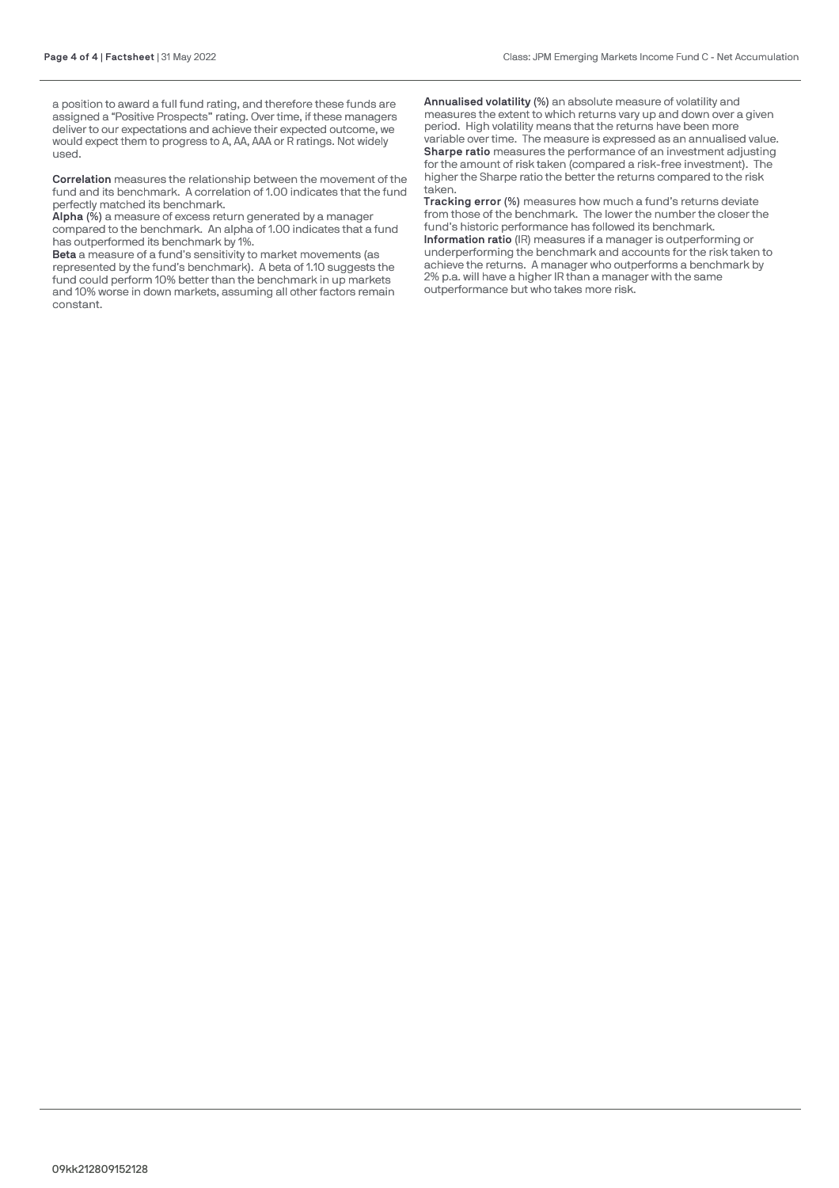a position to award a full fund rating, and therefore these funds are assigned a "Positive Prospects" rating. Over time, if these managers deliver to our expectations and achieve their expected outcome, we would expect them to progress to A, AA, AAA or R ratings. Not widely used.

**Correlation** measures the relationship between the movement of the fund and its benchmark. A correlation of 1.00 indicates that the fund perfectly matched its benchmark.
**Alpha (%)** a measure of excess return generated by a manager compared to the benchmark. An alpha of 1.00 indicates that a fund has outperformed its benchmark by 1%.
**Beta** a measure of a fund's sensitivity to market movements (as represented by the fund's benchmark). A beta of 1.10 suggests the fund could perform 10% better than the benchmark in up markets and 10% worse in down markets, assuming all other factors remain constant.

**Annualised volatility (%)** an absolute measure of volatility and measures the extent to which returns vary up and down over a given period. High volatility means that the returns have been more variable over time. The measure is expressed as an annualised value.
**Sharpe ratio** measures the performance of an investment adjusting for the amount of risk taken (compared a risk-free investment). The higher the Sharpe ratio the better the returns compared to the risk taken.
**Tracking error (%)** measures how much a fund's returns deviate from those of the benchmark. The lower the number the closer the fund's historic performance has followed its benchmark.
**Information ratio** (IR) measures if a manager is outperforming or underperforming the benchmark and accounts for the risk taken to achieve the returns. A manager who outperforms a benchmark by 2% p.a. will have a higher IR than a manager with the same outperformance but who takes more risk.

09kk212809152128